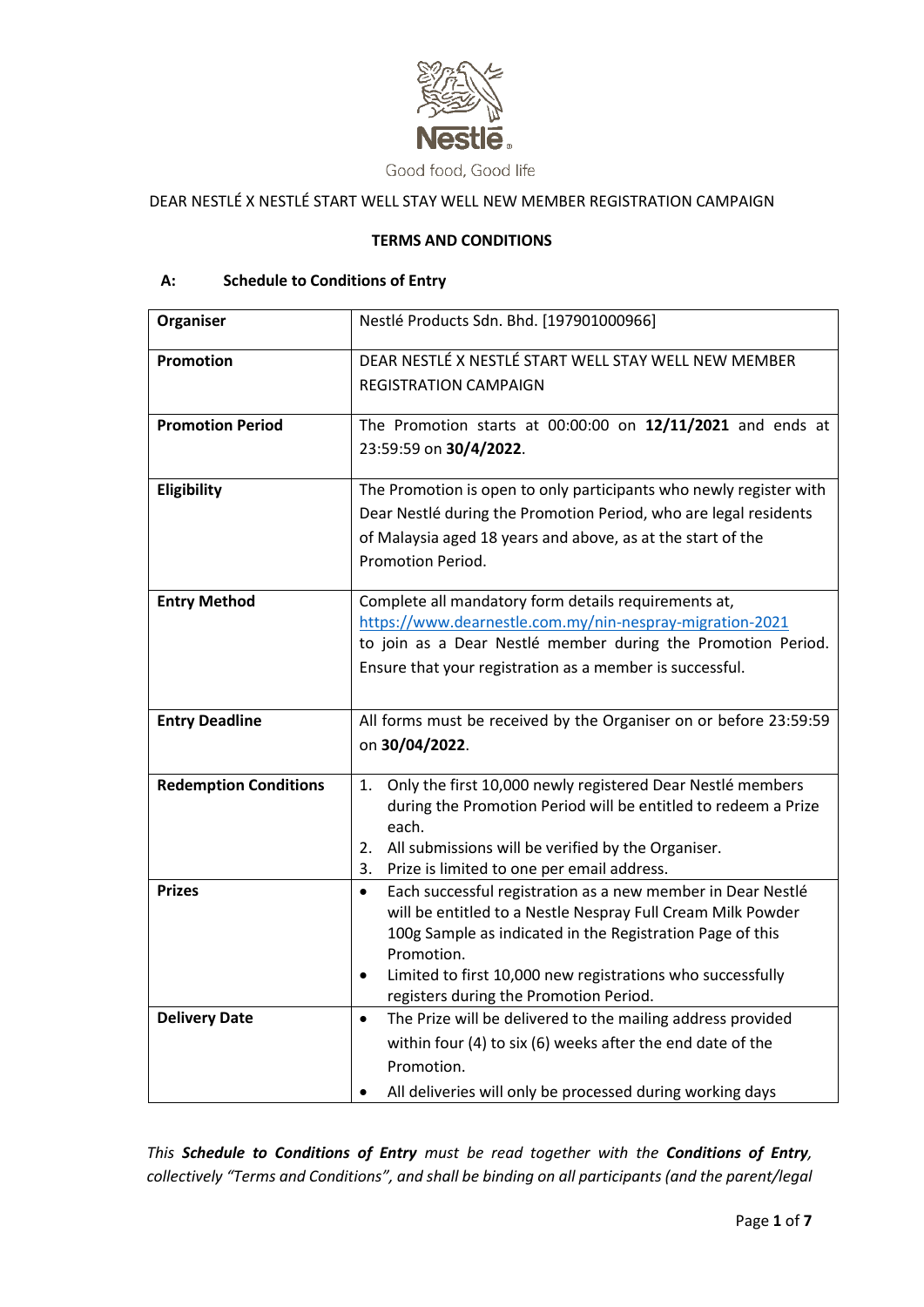Good food, Good life

DEAR NESTLÉ X NESTLÉ START WELL STAY WELL NEW MEMBER REGISTRATION CAMPAIGN

**TERMS AND CONDITIONS**

## A: Schedule to Conditions of Entry

| **Organiser** | Nestlé Products Sdn. Bhd. [197901000966] |
|---|---|
| **Promotion** | DEAR NESTLÉ X NESTLÉ START WELL STAY WELL NEW MEMBER REGISTRATION CAMPAIGN |
| **Promotion Period** | The Promotion starts at 00:00:00 on **12/11/2021** and ends at 23:59:59 on **30/4/2022**. |
| **Eligibility** | The Promotion is open to only participants who newly register with Dear Nestlé during the Promotion Period, who are legal residents of Malaysia aged 18 years and above, as at the start of the Promotion Period. |
| **Entry Method** | Complete all mandatory form details requirements at, https://www.dearnestle.com.my/nin-nespray-migration-2021 to join as a Dear Nestlé member during the Promotion Period. Ensure that your registration as a member is successful. |
| **Entry Deadline** | All forms must be received by the Organiser on or before 23:59:59 on **30/04/2022**. |
| **Redemption Conditions** | 1. Only the first 10,000 newly registered Dear Nestlé members during the Promotion Period will be entitled to redeem a Prize each.<br>2. All submissions will be verified by the Organiser.<br>3. Prize is limited to one per email address. |
| **Prizes** | • Each successful registration as a new member in Dear Nestlé will be entitled to a Nestle Nespray Full Cream Milk Powder 100g Sample as indicated in the Registration Page of this Promotion.<br>• Limited to first 10,000 new registrations who successfully registers during the Promotion Period. |
| **Delivery Date** | • The Prize will be delivered to the mailing address provided within four (4) to six (6) weeks after the end date of the Promotion.<br>• All deliveries will only be processed during working days |

*This **Schedule to Conditions of Entry** must be read together with the **Conditions of Entry**, collectively "Terms and Conditions", and shall be binding on all participants (and the parent/legal*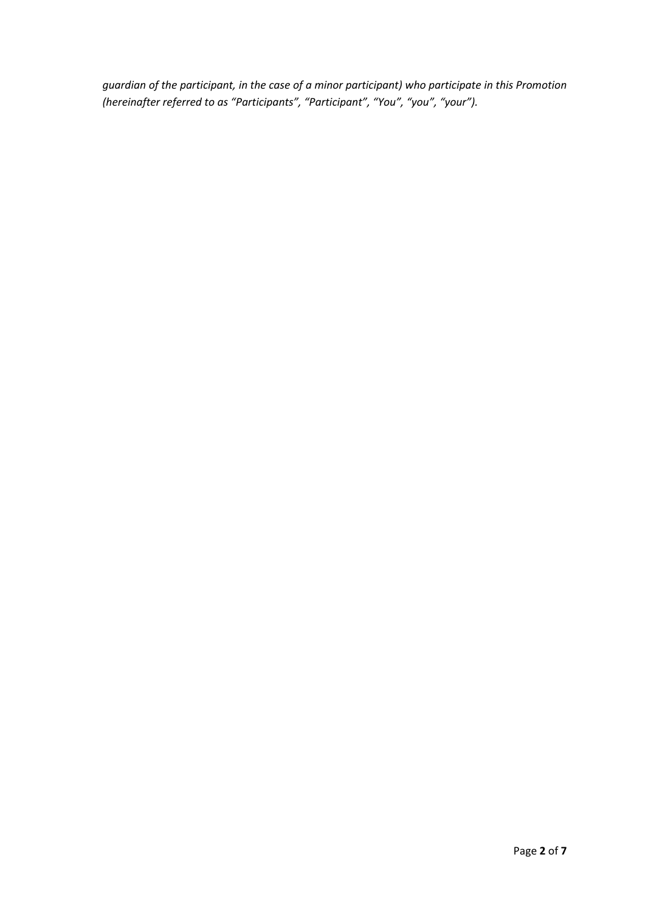*guardian of the participant, in the case of a minor participant) who participate in this Promotion (hereinafter referred to as "Participants", "Participant", "You", "you", "your").*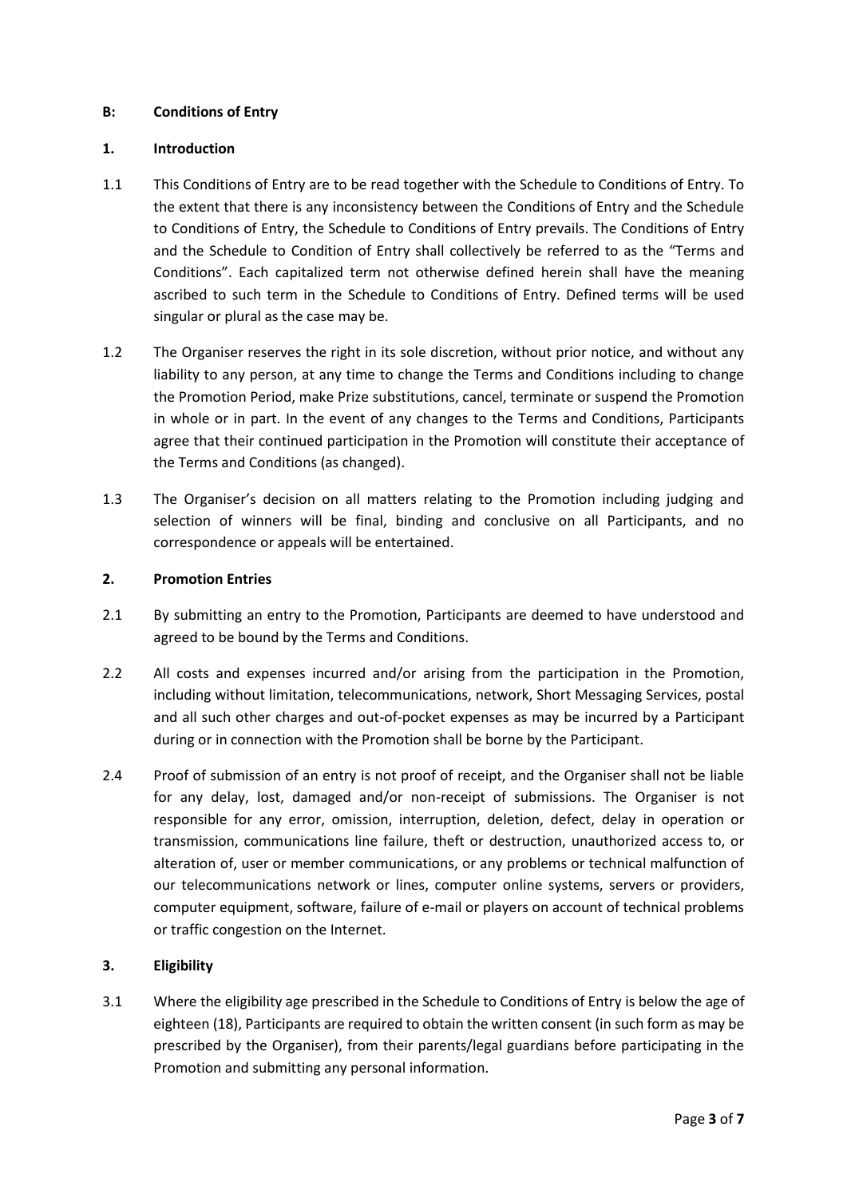**B: Conditions of Entry**

**1. Introduction**

1.1 This Conditions of Entry are to be read together with the Schedule to Conditions of Entry. To the extent that there is any inconsistency between the Conditions of Entry and the Schedule to Conditions of Entry, the Schedule to Conditions of Entry prevails. The Conditions of Entry and the Schedule to Condition of Entry shall collectively be referred to as the "Terms and Conditions". Each capitalized term not otherwise defined herein shall have the meaning ascribed to such term in the Schedule to Conditions of Entry. Defined terms will be used singular or plural as the case may be.

1.2 The Organiser reserves the right in its sole discretion, without prior notice, and without any liability to any person, at any time to change the Terms and Conditions including to change the Promotion Period, make Prize substitutions, cancel, terminate or suspend the Promotion in whole or in part. In the event of any changes to the Terms and Conditions, Participants agree that their continued participation in the Promotion will constitute their acceptance of the Terms and Conditions (as changed).

1.3 The Organiser's decision on all matters relating to the Promotion including judging and selection of winners will be final, binding and conclusive on all Participants, and no correspondence or appeals will be entertained.

**2. Promotion Entries**

2.1 By submitting an entry to the Promotion, Participants are deemed to have understood and agreed to be bound by the Terms and Conditions.

2.2 All costs and expenses incurred and/or arising from the participation in the Promotion, including without limitation, telecommunications, network, Short Messaging Services, postal and all such other charges and out-of-pocket expenses as may be incurred by a Participant during or in connection with the Promotion shall be borne by the Participant.

2.4 Proof of submission of an entry is not proof of receipt, and the Organiser shall not be liable for any delay, lost, damaged and/or non-receipt of submissions. The Organiser is not responsible for any error, omission, interruption, deletion, defect, delay in operation or transmission, communications line failure, theft or destruction, unauthorized access to, or alteration of, user or member communications, or any problems or technical malfunction of our telecommunications network or lines, computer online systems, servers or providers, computer equipment, software, failure of e-mail or players on account of technical problems or traffic congestion on the Internet.

**3. Eligibility**

3.1 Where the eligibility age prescribed in the Schedule to Conditions of Entry is below the age of eighteen (18), Participants are required to obtain the written consent (in such form as may be prescribed by the Organiser), from their parents/legal guardians before participating in the Promotion and submitting any personal information.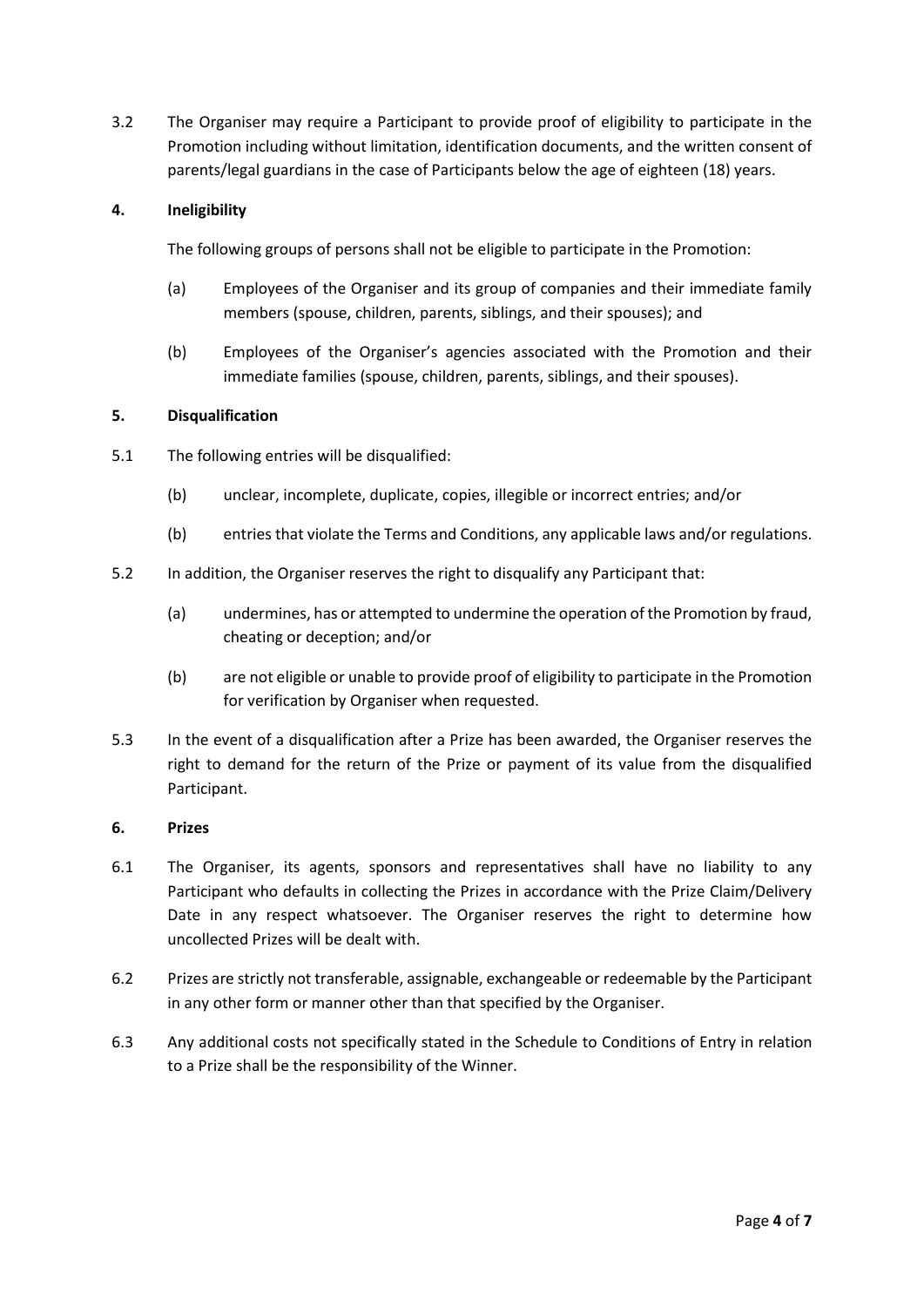3.2 The Organiser may require a Participant to provide proof of eligibility to participate in the Promotion including without limitation, identification documents, and the written consent of parents/legal guardians in the case of Participants below the age of eighteen (18) years.

**4. Ineligibility**

The following groups of persons shall not be eligible to participate in the Promotion:

(a) Employees of the Organiser and its group of companies and their immediate family members (spouse, children, parents, siblings, and their spouses); and

(b) Employees of the Organiser's agencies associated with the Promotion and their immediate families (spouse, children, parents, siblings, and their spouses).

**5. Disqualification**

5.1 The following entries will be disqualified:

(b) unclear, incomplete, duplicate, copies, illegible or incorrect entries; and/or

(b) entries that violate the Terms and Conditions, any applicable laws and/or regulations.

5.2 In addition, the Organiser reserves the right to disqualify any Participant that:

(a) undermines, has or attempted to undermine the operation of the Promotion by fraud, cheating or deception; and/or

(b) are not eligible or unable to provide proof of eligibility to participate in the Promotion for verification by Organiser when requested.

5.3 In the event of a disqualification after a Prize has been awarded, the Organiser reserves the right to demand for the return of the Prize or payment of its value from the disqualified Participant.

**6. Prizes**

6.1 The Organiser, its agents, sponsors and representatives shall have no liability to any Participant who defaults in collecting the Prizes in accordance with the Prize Claim/Delivery Date in any respect whatsoever. The Organiser reserves the right to determine how uncollected Prizes will be dealt with.

6.2 Prizes are strictly not transferable, assignable, exchangeable or redeemable by the Participant in any other form or manner other than that specified by the Organiser.

6.3 Any additional costs not specifically stated in the Schedule to Conditions of Entry in relation to a Prize shall be the responsibility of the Winner.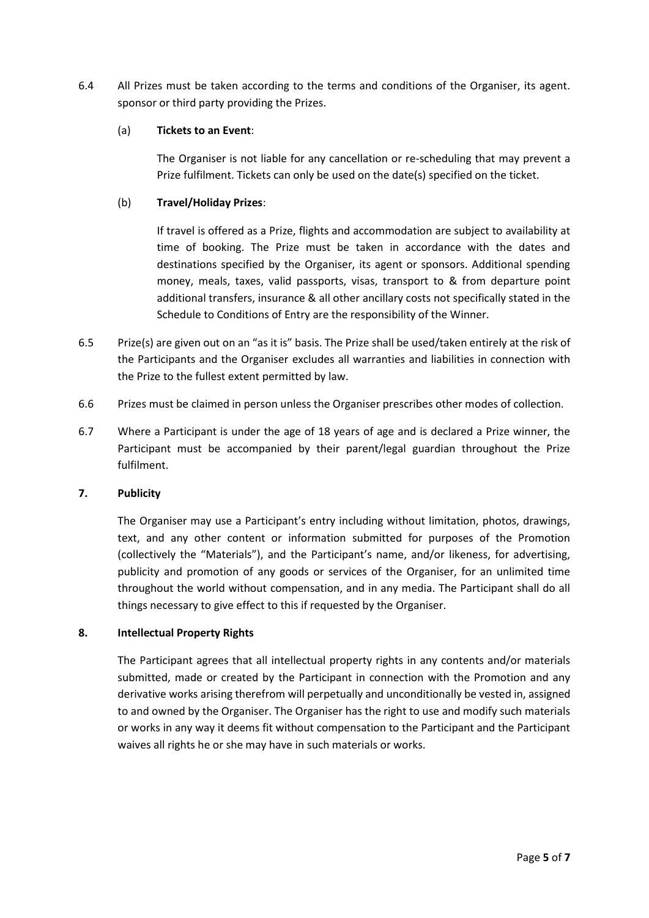6.4 All Prizes must be taken according to the terms and conditions of the Organiser, its agent. sponsor or third party providing the Prizes.

(a) **Tickets to an Event**:

The Organiser is not liable for any cancellation or re-scheduling that may prevent a Prize fulfilment. Tickets can only be used on the date(s) specified on the ticket.

(b) **Travel/Holiday Prizes**:

If travel is offered as a Prize, flights and accommodation are subject to availability at time of booking. The Prize must be taken in accordance with the dates and destinations specified by the Organiser, its agent or sponsors. Additional spending money, meals, taxes, valid passports, visas, transport to & from departure point additional transfers, insurance & all other ancillary costs not specifically stated in the Schedule to Conditions of Entry are the responsibility of the Winner.

6.5 Prize(s) are given out on an "as it is" basis. The Prize shall be used/taken entirely at the risk of the Participants and the Organiser excludes all warranties and liabilities in connection with the Prize to the fullest extent permitted by law.

6.6 Prizes must be claimed in person unless the Organiser prescribes other modes of collection.

6.7 Where a Participant is under the age of 18 years of age and is declared a Prize winner, the Participant must be accompanied by their parent/legal guardian throughout the Prize fulfilment.

## 7. Publicity

The Organiser may use a Participant's entry including without limitation, photos, drawings, text, and any other content or information submitted for purposes of the Promotion (collectively the "Materials"), and the Participant's name, and/or likeness, for advertising, publicity and promotion of any goods or services of the Organiser, for an unlimited time throughout the world without compensation, and in any media. The Participant shall do all things necessary to give effect to this if requested by the Organiser.

## 8. Intellectual Property Rights

The Participant agrees that all intellectual property rights in any contents and/or materials submitted, made or created by the Participant in connection with the Promotion and any derivative works arising therefrom will perpetually and unconditionally be vested in, assigned to and owned by the Organiser. The Organiser has the right to use and modify such materials or works in any way it deems fit without compensation to the Participant and the Participant waives all rights he or she may have in such materials or works.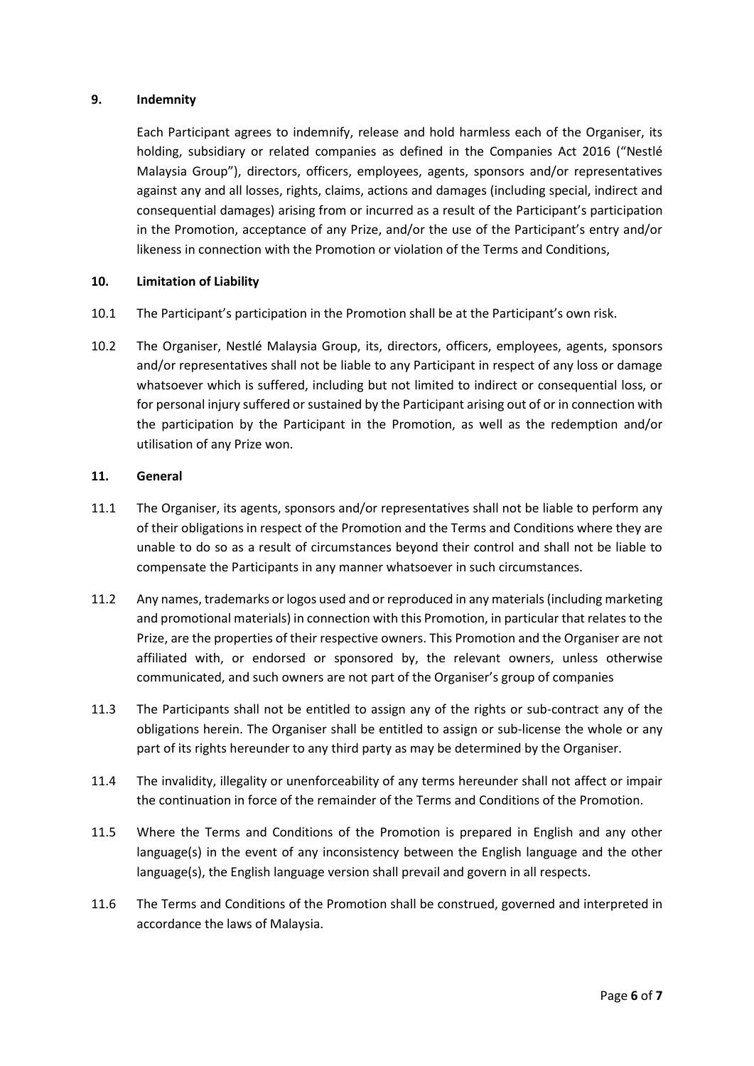## 9. Indemnity

Each Participant agrees to indemnify, release and hold harmless each of the Organiser, its holding, subsidiary or related companies as defined in the Companies Act 2016 ("Nestlé Malaysia Group"), directors, officers, employees, agents, sponsors and/or representatives against any and all losses, rights, claims, actions and damages (including special, indirect and consequential damages) arising from or incurred as a result of the Participant's participation in the Promotion, acceptance of any Prize, and/or the use of the Participant's entry and/or likeness in connection with the Promotion or violation of the Terms and Conditions,

## 10. Limitation of Liability

10.1 The Participant's participation in the Promotion shall be at the Participant's own risk.

10.2 The Organiser, Nestlé Malaysia Group, its, directors, officers, employees, agents, sponsors and/or representatives shall not be liable to any Participant in respect of any loss or damage whatsoever which is suffered, including but not limited to indirect or consequential loss, or for personal injury suffered or sustained by the Participant arising out of or in connection with the participation by the Participant in the Promotion, as well as the redemption and/or utilisation of any Prize won.

## 11. General

11.1 The Organiser, its agents, sponsors and/or representatives shall not be liable to perform any of their obligations in respect of the Promotion and the Terms and Conditions where they are unable to do so as a result of circumstances beyond their control and shall not be liable to compensate the Participants in any manner whatsoever in such circumstances.

11.2 Any names, trademarks or logos used and or reproduced in any materials (including marketing and promotional materials) in connection with this Promotion, in particular that relates to the Prize, are the properties of their respective owners. This Promotion and the Organiser are not affiliated with, or endorsed or sponsored by, the relevant owners, unless otherwise communicated, and such owners are not part of the Organiser's group of companies

11.3 The Participants shall not be entitled to assign any of the rights or sub-contract any of the obligations herein. The Organiser shall be entitled to assign or sub-license the whole or any part of its rights hereunder to any third party as may be determined by the Organiser.

11.4 The invalidity, illegality or unenforceability of any terms hereunder shall not affect or impair the continuation in force of the remainder of the Terms and Conditions of the Promotion.

11.5 Where the Terms and Conditions of the Promotion is prepared in English and any other language(s) in the event of any inconsistency between the English language and the other language(s), the English language version shall prevail and govern in all respects.

11.6 The Terms and Conditions of the Promotion shall be construed, governed and interpreted in accordance the laws of Malaysia.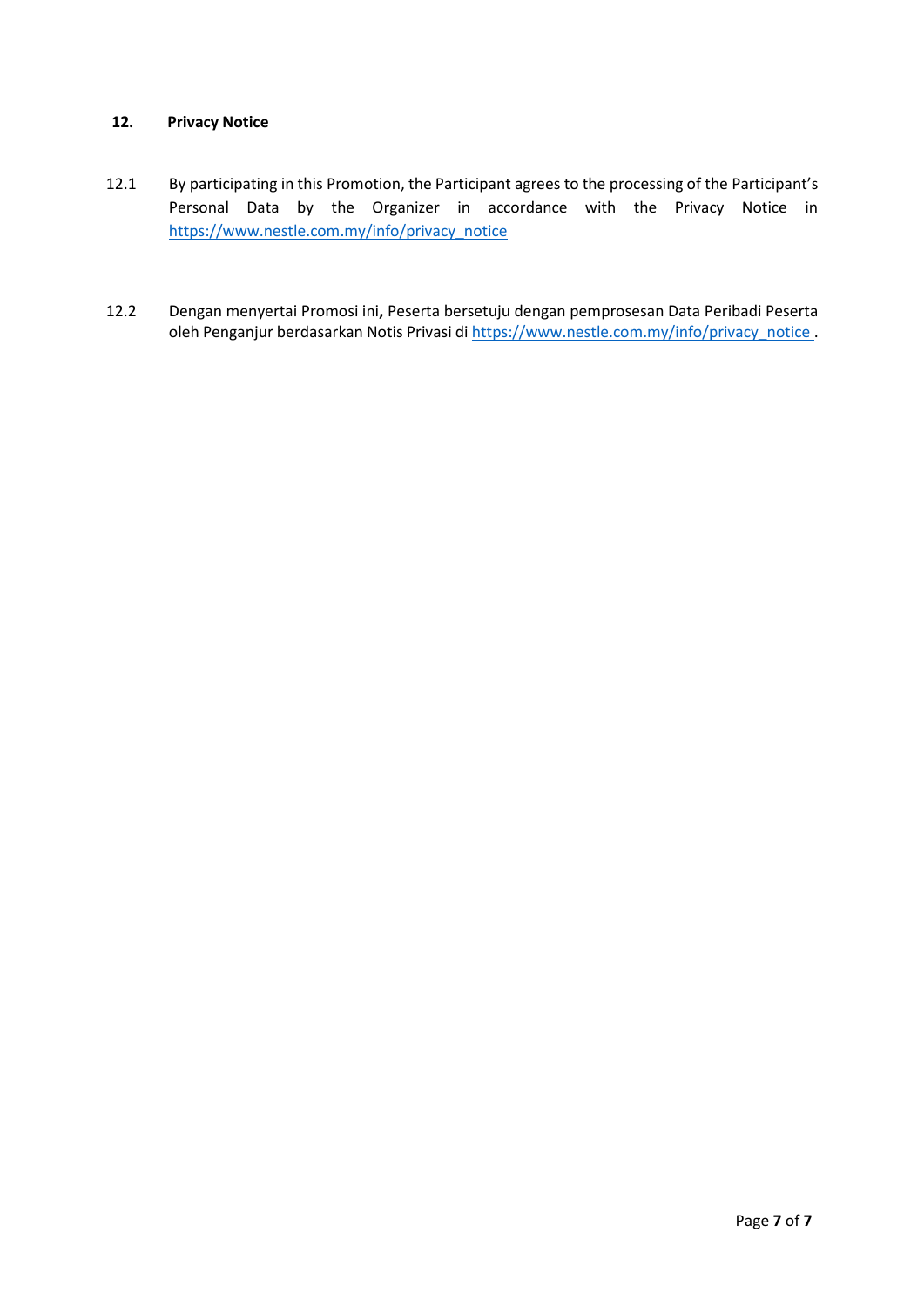## 12. Privacy Notice

12.1 By participating in this Promotion, the Participant agrees to the processing of the Participant's Personal Data by the Organizer in accordance with the Privacy Notice in https://www.nestle.com.my/info/privacy_notice

12.2 Dengan menyertai Promosi ini**,** Peserta bersetuju dengan pemprosesan Data Peribadi Peserta oleh Penganjur berdasarkan Notis Privasi di https://www.nestle.com.my/info/privacy_notice .